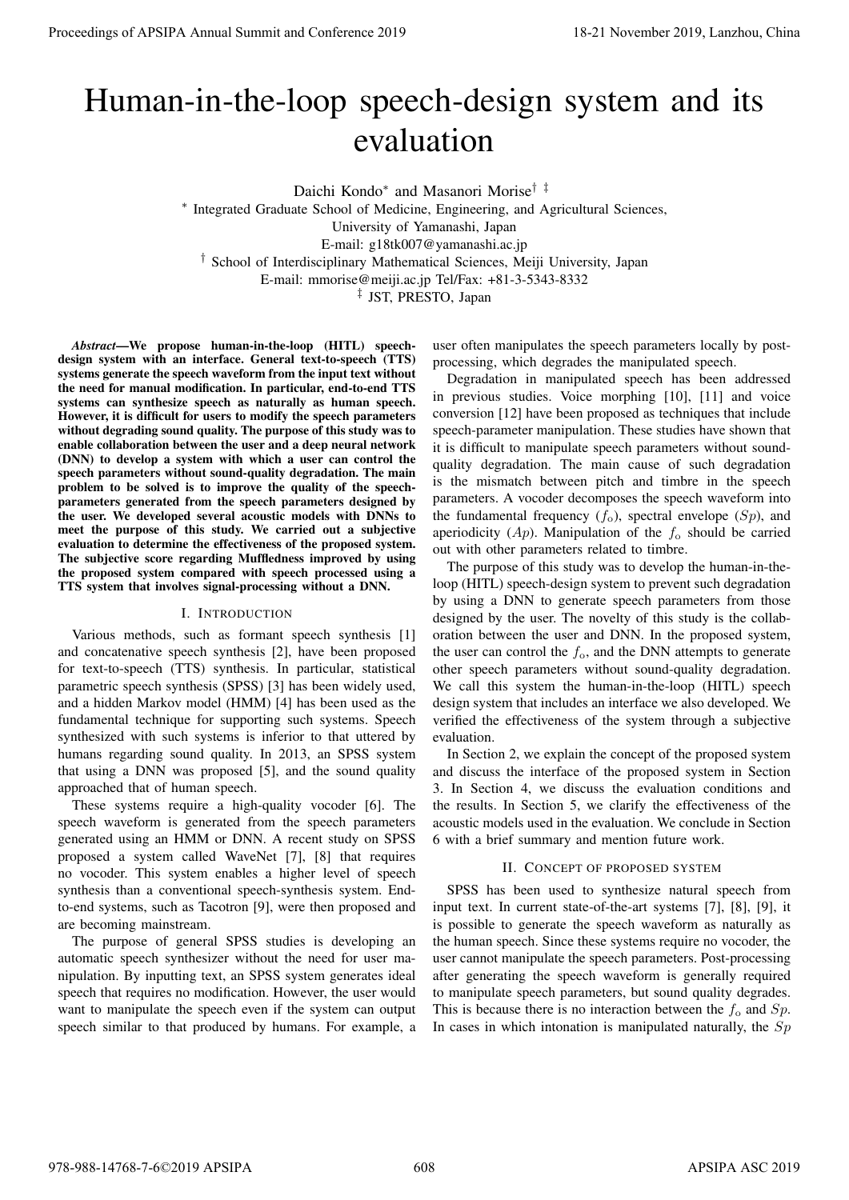# Human-in-the-loop speech-design system and its evaluation

Daichi Kondo* and Masanori Morise† ‡

* Integrated Graduate School of Medicine, Engineering, and Agricultural Sciences, University of Yamanashi, Japan
E-mail: g18tk007@yamanashi.ac.jp

† School of Interdisciplinary Mathematical Sciences, Meiji University, Japan
E-mail: mmorise@meiji.ac.jp Tel/Fax: +81-3-5343-8332

‡ JST, PRESTO, Japan

***Abstract*—We propose human-in-the-loop (HITL) speech-design system with an interface. General text-to-speech (TTS) systems generate the speech waveform from the input text without the need for manual modification. In particular, end-to-end TTS systems can synthesize speech as naturally as human speech. However, it is difficult for users to modify the speech parameters without degrading sound quality. The purpose of this study was to enable collaboration between the user and a deep neural network (DNN) to develop a system with which a user can control the speech parameters without sound-quality degradation. The main problem to be solved is to improve the quality of the speech-parameters generated from the speech parameters designed by the user. We developed several acoustic models with DNNs to meet the purpose of this study. We carried out a subjective evaluation to determine the effectiveness of the proposed system. The subjective score regarding Muffledness improved by using the proposed system compared with speech processed using a TTS system that involves signal-processing without a DNN.**

## I. Introduction

Various methods, such as formant speech synthesis [1] and concatenative speech synthesis [2], have been proposed for text-to-speech (TTS) synthesis. In particular, statistical parametric speech synthesis (SPSS) [3] has been widely used, and a hidden Markov model (HMM) [4] has been used as the fundamental technique for supporting such systems. Speech synthesized with such systems is inferior to that uttered by humans regarding sound quality. In 2013, an SPSS system that using a DNN was proposed [5], and the sound quality approached that of human speech.

These systems require a high-quality vocoder [6]. The speech waveform is generated from the speech parameters generated using an HMM or DNN. A recent study on SPSS proposed a system called WaveNet [7], [8] that requires no vocoder. This system enables a higher level of speech synthesis than a conventional speech-synthesis system. End-to-end systems, such as Tacotron [9], were then proposed and are becoming mainstream.

The purpose of general SPSS studies is developing an automatic speech synthesizer without the need for user manipulation. By inputting text, an SPSS system generates ideal speech that requires no modification. However, the user would want to manipulate the speech even if the system can output speech similar to that produced by humans. For example, a user often manipulates the speech parameters locally by post-processing, which degrades the manipulated speech.

Degradation in manipulated speech has been addressed in previous studies. Voice morphing [10], [11] and voice conversion [12] have been proposed as techniques that include speech-parameter manipulation. These studies have shown that it is difficult to manipulate speech parameters without sound-quality degradation. The main cause of such degradation is the mismatch between pitch and timbre in the speech parameters. A vocoder decomposes the speech waveform into the fundamental frequency ($f_o$), spectral envelope ($Sp$), and aperiodicity ($Ap$). Manipulation of the $f_o$ should be carried out with other parameters related to timbre.

The purpose of this study was to develop the human-in-the-loop (HITL) speech-design system to prevent such degradation by using a DNN to generate speech parameters from those designed by the user. The novelty of this study is the collaboration between the user and DNN. In the proposed system, the user can control the $f_o$, and the DNN attempts to generate other speech parameters without sound-quality degradation. We call this system the human-in-the-loop (HITL) speech design system that includes an interface we also developed. We verified the effectiveness of the system through a subjective evaluation.

In Section 2, we explain the concept of the proposed system and discuss the interface of the proposed system in Section 3. In Section 4, we discuss the evaluation conditions and the results. In Section 5, we clarify the effectiveness of the acoustic models used in the evaluation. We conclude in Section 6 with a brief summary and mention future work.

## II. Concept of proposed system

SPSS has been used to synthesize natural speech from input text. In current state-of-the-art systems [7], [8], [9], it is possible to generate the speech waveform as naturally as the human speech. Since these systems require no vocoder, the user cannot manipulate the speech parameters. Post-processing after generating the speech waveform is generally required to manipulate speech parameters, but sound quality degrades. This is because there is no interaction between the $f_o$ and $Sp$. In cases in which intonation is manipulated naturally, the $Sp$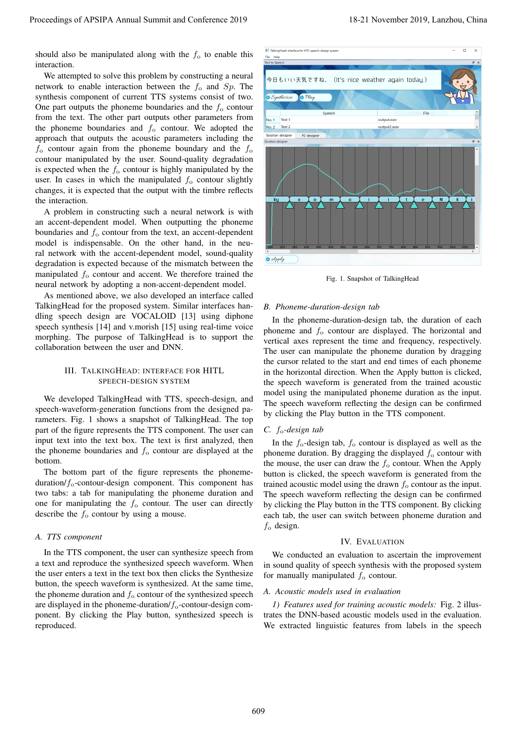should also be manipulated along with the $f_o$ to enable this interaction.

We attempted to solve this problem by constructing a neural network to enable interaction between the $f_o$ and $Sp$. The synthesis component of current TTS systems consist of two. One part outputs the phoneme boundaries and the $f_o$ contour from the text. The other part outputs other parameters from the phoneme boundaries and $f_o$ contour. We adopted the approach that outputs the acoustic parameters including the $f_o$ contour again from the phoneme boundary and the $f_o$ contour manipulated by the user. Sound-quality degradation is expected when the $f_o$ contour is highly manipulated by the user. In cases in which the manipulated $f_o$ contour slightly changes, it is expected that the output with the timbre reflects the interaction.

A problem in constructing such a neural network is with an accent-dependent model. When outputting the phoneme boundaries and $f_o$ contour from the text, an accent-dependent model is indispensable. On the other hand, in the neural network with the accent-dependent model, sound-quality degradation is expected because of the mismatch between the manipulated $f_o$ contour and accent. We therefore trained the neural network by adopting a non-accent-dependent model.

As mentioned above, we also developed an interface called TalkingHead for the proposed system. Similar interfaces handling speech design are VOCALOID [13] using diphone speech synthesis [14] and v.morish [15] using real-time voice morphing. The purpose of TalkingHead is to support the collaboration between the user and DNN.

## III. TalkingHead: Interface for HITL Speech-Design System

We developed TalkingHead with TTS, speech-design, and speech-waveform-generation functions from the designed parameters. Fig. 1 shows a snapshot of TalkingHead. The top part of the figure represents the TTS component. The user can input text into the text box. The text is first analyzed, then the phoneme boundaries and $f_o$ contour are displayed at the bottom.

The bottom part of the figure represents the phoneme-duration/$f_o$-contour-design component. This component has two tabs: a tab for manipulating the phoneme duration and one for manipulating the $f_o$ contour. The user can directly describe the $f_o$ contour by using a mouse.

### A. TTS component

In the TTS component, the user can synthesize speech from a text and reproduce the synthesized speech waveform. When the user enters a text in the text box then clicks the Synthesize button, the speech waveform is synthesized. At the same time, the phoneme duration and $f_o$ contour of the synthesized speech are displayed in the phoneme-duration/$f_o$-contour-design component. By clicking the Play button, synthesized speech is reproduced.

Fig. 1. Snapshot of TalkingHead

### B. Phoneme-duration-design tab

In the phoneme-duration-design tab, the duration of each phoneme and $f_o$ contour are displayed. The horizontal and vertical axes represent the time and frequency, respectively. The user can manipulate the phoneme duration by dragging the cursor related to the start and end times of each phoneme in the horizontal direction. When the Apply button is clicked, the speech waveform is generated from the trained acoustic model using the manipulated phoneme duration as the input. The speech waveform reflecting the design can be confirmed by clicking the Play button in the TTS component.

### C. $f_o$-design tab

In the $f_o$-design tab, $f_o$ contour is displayed as well as the phoneme duration. By dragging the displayed $f_o$ contour with the mouse, the user can draw the $f_o$ contour. When the Apply button is clicked, the speech waveform is generated from the trained acoustic model using the drawn $f_o$ contour as the input. The speech waveform reflecting the design can be confirmed by clicking the Play button in the TTS component. By clicking each tab, the user can switch between phoneme duration and $f_o$ design.

## IV. Evaluation

We conducted an evaluation to ascertain the improvement in sound quality of speech synthesis with the proposed system for manually manipulated $f_o$ contour.

### A. Acoustic models used in evaluation

*1) Features used for training acoustic models:* Fig. 2 illustrates the DNN-based acoustic models used in the evaluation. We extracted linguistic features from labels in the speech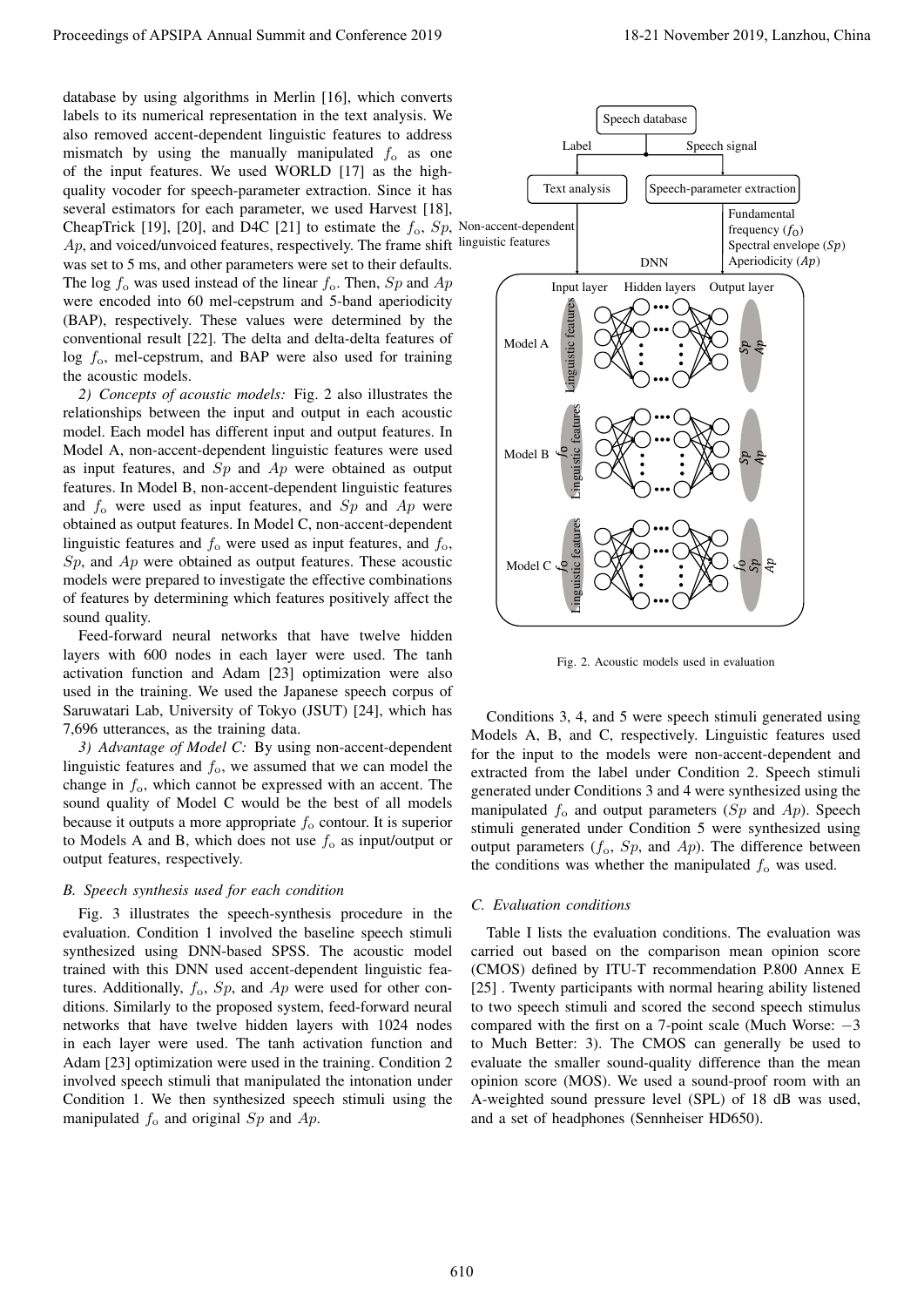database by using algorithms in Merlin [16], which converts labels to its numerical representation in the text analysis. We also removed accent-dependent linguistic features to address mismatch by using the manually manipulated $f_o$ as one of the input features. We used WORLD [17] as the high-quality vocoder for speech-parameter extraction. Since it has several estimators for each parameter, we used Harvest [18], CheapTrick [19], [20], and D4C [21] to estimate the $f_o$, $Sp$, $Ap$, and voiced/unvoiced features, respectively. The frame shift was set to 5 ms, and other parameters were set to their defaults. The log $f_o$ was used instead of the linear $f_o$. Then, $Sp$ and $Ap$ were encoded into 60 mel-cepstrum and 5-band aperiodicity (BAP), respectively. These values were determined by the conventional result [22]. The delta and delta-delta features of log $f_o$, mel-cepstrum, and BAP were also used for training the acoustic models.

*2) Concepts of acoustic models:* Fig. 2 also illustrates the relationships between the input and output in each acoustic model. Each model has different input and output features. In Model A, non-accent-dependent linguistic features were used as input features, and $Sp$ and $Ap$ were obtained as output features. In Model B, non-accent-dependent linguistic features and $f_o$ were used as input features, and $Sp$ and $Ap$ were obtained as output features. In Model C, non-accent-dependent linguistic features and $f_o$ were used as input features, and $f_o$, $Sp$, and $Ap$ were obtained as output features. These acoustic models were prepared to investigate the effective combinations of features by determining which features positively affect the sound quality.

Feed-forward neural networks that have twelve hidden layers with 600 nodes in each layer were used. The tanh activation function and Adam [23] optimization were also used in the training. We used the Japanese speech corpus of Saruwatari Lab, University of Tokyo (JSUT) [24], which has 7,696 utterances, as the training data.

*3) Advantage of Model C:* By using non-accent-dependent linguistic features and $f_o$, we assumed that we can model the change in $f_o$, which cannot be expressed with an accent. The sound quality of Model C would be the best of all models because it outputs a more appropriate $f_o$ contour. It is superior to Models A and B, which does not use $f_o$ as input/output or output features, respectively.

### *B. Speech synthesis used for each condition*

Fig. 3 illustrates the speech-synthesis procedure in the evaluation. Condition 1 involved the baseline speech stimuli synthesized using DNN-based SPSS. The acoustic model trained with this DNN used accent-dependent linguistic features. Additionally, $f_o$, $Sp$, and $Ap$ were used for other conditions. Similarly to the proposed system, feed-forward neural networks that have twelve hidden layers with 1024 nodes in each layer were used. The tanh activation function and Adam [23] optimization were used in the training. Condition 2 involved speech stimuli that manipulated the intonation under Condition 1. We then synthesized speech stimuli using the manipulated $f_o$ and original $Sp$ and $Ap$.

Fig. 2. Acoustic models used in evaluation

Conditions 3, 4, and 5 were speech stimuli generated using Models A, B, and C, respectively. Linguistic features used for the input to the models were non-accent-dependent and extracted from the label under Condition 2. Speech stimuli generated under Conditions 3 and 4 were synthesized using the manipulated $f_o$ and output parameters ($Sp$ and $Ap$). Speech stimuli generated under Condition 5 were synthesized using output parameters ($f_o$, $Sp$, and $Ap$). The difference between the conditions was whether the manipulated $f_o$ was used.

### *C. Evaluation conditions*

Table I lists the evaluation conditions. The evaluation was carried out based on the comparison mean opinion score (CMOS) defined by ITU-T recommendation P.800 Annex E [25] . Twenty participants with normal hearing ability listened to two speech stimuli and scored the second speech stimulus compared with the first on a 7-point scale (Much Worse: $-3$ to Much Better: 3). The CMOS can generally be used to evaluate the smaller sound-quality difference than the mean opinion score (MOS). We used a sound-proof room with an A-weighted sound pressure level (SPL) of 18 dB was used, and a set of headphones (Sennheiser HD650).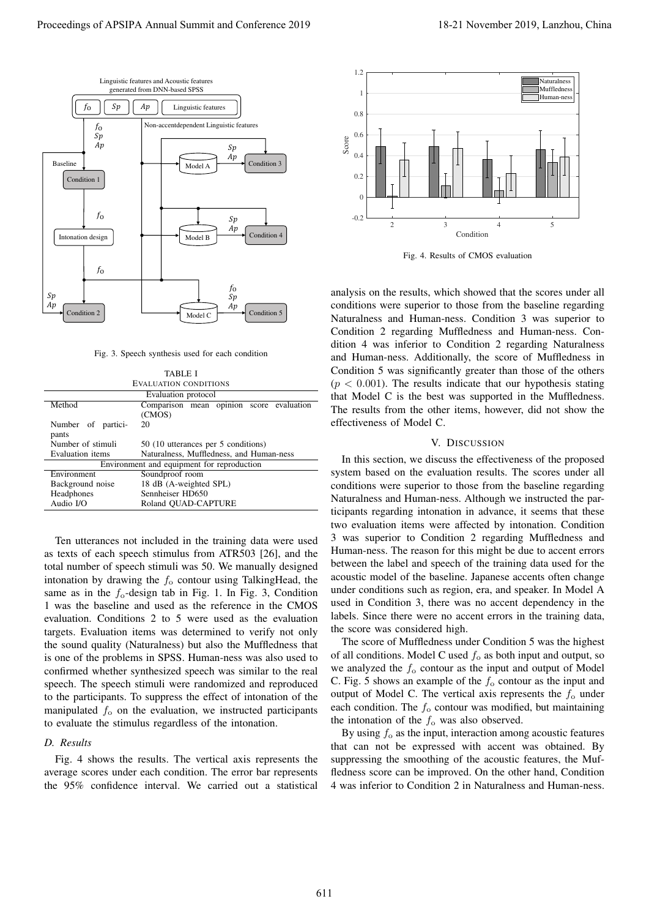Fig. 3. Speech synthesis used for each condition

TABLE I
EVALUATION CONDITIONS

| Evaluation protocol | |
|---|---|
| Method | Comparison mean opinion score evaluation (CMOS) |
| Number of participants | 20 |
| Number of stimuli | 50 (10 utterances per 5 conditions) |
| Evaluation items | Naturalness, Muffledness, and Human-ness |
| **Environment and equipment for reproduction** | |
| Environment | Soundproof room |
| Background noise | 18 dB (A-weighted SPL) |
| Headphones | Sennheiser HD650 |
| Audio I/O | Roland QUAD-CAPTURE |

Ten utterances not included in the training data were used as texts of each speech stimulus from ATR503 [26], and the total number of speech stimuli was 50. We manually designed intonation by drawing the $f_o$ contour using TalkingHead, the same as in the $f_o$-design tab in Fig. 1. In Fig. 3, Condition 1 was the baseline and used as the reference in the CMOS evaluation. Conditions 2 to 5 were used as the evaluation targets. Evaluation items was determined to verify not only the sound quality (Naturalness) but also the Muffledness that is one of the problems in SPSS. Human-ness was also used to confirmed whether synthesized speech was similar to the real speech. The speech stimuli were randomized and reproduced to the participants. To suppress the effect of intonation of the manipulated $f_o$ on the evaluation, we instructed participants to evaluate the stimulus regardless of the intonation.

### D. Results

Fig. 4 shows the results. The vertical axis represents the average scores under each condition. The error bar represents the 95% confidence interval. We carried out a statistical analysis on the results, which showed that the scores under all conditions were superior to those from the baseline regarding Naturalness and Human-ness. Condition 3 was superior to Condition 2 regarding Muffledness and Human-ness. Condition 4 was inferior to Condition 2 regarding Naturalness and Human-ness. Additionally, the score of Muffledness in Condition 5 was significantly greater than those of the others ($p < 0.001$). The results indicate that our hypothesis stating that Model C is the best was supported in the Muffledness. The results from the other items, however, did not show the effectiveness of Model C.

Fig. 4. Results of CMOS evaluation

## V. DISCUSSION

In this section, we discuss the effectiveness of the proposed system based on the evaluation results. The scores under all conditions were superior to those from the baseline regarding Naturalness and Human-ness. Although we instructed the participants regarding intonation in advance, it seems that these two evaluation items were affected by intonation. Condition 3 was superior to Condition 2 regarding Muffledness and Human-ness. The reason for this might be due to accent errors between the label and speech of the training data used for the acoustic model of the baseline. Japanese accents often change under conditions such as region, era, and speaker. In Model A used in Condition 3, there was no accent dependency in the labels. Since there were no accent errors in the training data, the score was considered high.

The score of Muffledness under Condition 5 was the highest of all conditions. Model C used $f_o$ as both input and output, so we analyzed the $f_o$ contour as the input and output of Model C. Fig. 5 shows an example of the $f_o$ contour as the input and output of Model C. The vertical axis represents the $f_o$ under each condition. The $f_o$ contour was modified, but maintaining the intonation of the $f_o$ was also observed.

By using $f_o$ as the input, interaction among acoustic features that can not be expressed with accent was obtained. By suppressing the smoothing of the acoustic features, the Muffledness score can be improved. On the other hand, Condition 4 was inferior to Condition 2 in Naturalness and Human-ness.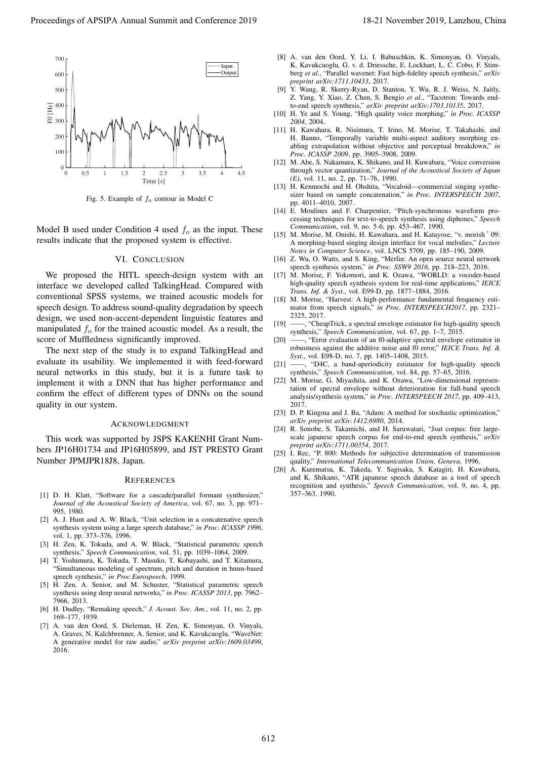700
600
500
400
300
200
100
0
F0 [Hz]
0 0.5 1 1.5 2 2.5 3 3.5 4 4.5
Time [s]
Input
Output

Fig. 5. Example of $f_o$ contour in Model C

Model B used under Condition 4 used $f_o$ as the input. These results indicate that the proposed system is effective.

## VI. Conclusion

We proposed the HITL speech-design system with an interface we developed called TalkingHead. Compared with conventional SPSS systems, we trained acoustic models for speech design. To address sound-quality degradation by speech design, we used non-accent-dependent linguistic features and manipulated $f_o$ for the trained acoustic model. As a result, the score of Muffledness significantly improved.

The next step of the study is to expand TalkingHead and evaluate its usability. We implemented it with feed-forward neural networks in this study, but it is a future task to implement it with a DNN that has higher performance and confirm the effect of different types of DNNs on the sound quality in our system.

## Acknowledgment

This work was supported by JSPS KAKENHI Grant Numbers JP16H01734 and JP16H05899, and JST PRESTO Grant Number JPMJPR18J8, Japan.

## References

[1] D. H. Klatt, "Software for a cascade/parallel formant synthesizer," *Journal of the Acoustical Society of America*, vol. 67, no. 3, pp. 971–995, 1980.

[2] A. J. Hunt and A. W. Black, "Unit selection in a concatenative speech synthesis system using a large speech database," *in Proc. ICASSP 1996*, vol. 1, pp. 373–376, 1996.

[3] H. Zen, K. Tokuda, and A. W. Black, "Statistical parametric speech synthesis," *Speech Communication*, vol. 51, pp. 1039–1064, 2009.

[4] T. Yoshimura, K. Tokuda, T. Masuko, T. Kobayashi, and T. Kitamura, "Simultaneous modeling of spectrum, pitch and duration in hmm-based speech synthesis," *in Proc.Eurospeech*, 1999.

[5] H. Zen, A. Senior, and M. Schuster, "Statistical parametric speech synthesis using deep neural networks," *in Proc. ICASSP 2013*, pp. 7962–7966, 2013.

[6] H. Dudley, "Remaking speech," *J. Acoust. Soc. Am.*, vol. 11, no. 2, pp. 169–177, 1939.

[7] A. van den Oord, S. Dieleman, H. Zen, K. Simonyan, O. Vinyals, A. Graves, N. Kalchbrenner, A. Senior, and K. Kavukcuoglu, "WaveNet: A generative model for raw audio," *arXiv preprint arXiv:1609.03499*, 2016.

[8] A. van den Oord, Y. Li, I. Babuschkin, K. Simonyan, O. Vinyals, K. Kavukcuoglu, G. v. d. Driessche, E. Lockhart, L. C. Cobo, F. Stimberg *et al.*, "Parallel wavenet: Fast high-fidelity speech synthesis," *arXiv preprint arXiv:1711.10433*, 2017.

[9] Y. Wang, R. Skerry-Ryan, D. Stanton, Y. Wu, R. J. Weiss, N. Jaitly, Z. Yang, Y. Xiao, Z. Chen, S. Bengio *et al.*, "Tacotron: Towards end-to-end speech synthesis," *arXiv preprint arXiv:1703.10135*, 2017.

[10] H. Ye and S. Young, "High quality voice morphing," *in Proc. ICASSP 2004*, 2004.

[11] H. Kawahara, R. Nisimura, T. Irino, M. Morise, T. Takahashi, and H. Banno, "Temporally variable multi-aspect auditory morphing enabling extrapolation without objective and perceptual breakdown," *in Proc. ICASSP 2009*, pp. 3905–3908, 2009.

[12] M. Abe, S. Nakamura, K. Shikano, and H. Kuwabara, "Voice conversion through vector quantization," *Journal of the Acoustical Society of Japan (E)*, vol. 11, no. 2, pp. 71–76, 1990.

[13] H. Kenmochi and H. Ohshita, "Vocaloid—commercial singing synthesizer based on sample concatenation," *in Proc. INTERSPEECH 2007*, pp. 4011–4010, 2007.

[14] E. Moulines and F. Charpentier, "Pitch-synchronous waveform processing techniques for text-to-speech synthesis using diphones," *Speech Communication*, vol. 9, no. 5-6, pp. 453–467, 1990.

[15] M. Morise, M. Onishi, H. Kawahara, and H. Katayose, "v. morish' 09: A morphing-based singing design interface for vocal melodies," *Lecture Notes in Computer Science*, vol. LNCS 5709, pp. 185–190, 2009.

[16] Z. Wu, O. Watts, and S. King, "Merlin: An open source neural network speech synthesis system," *in Proc. SSW9 2016*, pp. 218–223, 2016.

[17] M. Morise, F. Yokomori, and K. Ozawa, "WORLD: a vocoder-based high-quality speech synthesis system for real-time applications," *IEICE Trans. Inf. & Syst.*, vol. E99-D, pp. 1877–1884, 2016.

[18] M. Morise, "Harvest: A high-performance fundamental frequency estimator from speech signals," *in Proc. INTERSPEECH2017*, pp. 2321–2325, 2017.

[19] ——, "CheapTrick, a spectral envelope estimator for high-quality speech synthesis," *Speech Communication*, vol. 67, pp. 1–7, 2015.

[20] ——, "Error evaluation of an f0-adaptive spectral envelope estimator in robustness against the additive noise and f0 error," *IEICE Trans. Inf. & Syst.*, vol. E98-D, no. 7, pp. 1405–1408, 2015.

[21] ——, "D4C, a band-aperiodicity estimator for high-quality speech synthesis," *Speech Communication*, vol. 84, pp. 57–65, 2016.

[22] M. Morise, G. Miyashita, and K. Ozawa, "Low-dimensional representation of specral envelope without deterioration for full-band speech analysis/synthesis system," *in Proc. INTERSPEECH 2017*, pp. 409–413, 2017.

[23] D. P. Kingma and J. Ba, "Adam: A method for stochastic optimization," *arXiv preprint arXiv:1412.6980*, 2014.

[24] R. Sonobe, S. Takamichi, and H. Saruwatari, "Jsut corpus: free large-scale japanese speech corpus for end-to-end speech synthesis," *arXiv preprint arXiv:1711.00354*, 2017.

[25] I. Rec, "P. 800: Methods for subjective determination of transmission quality," *International Telecommunication Union, Geneva*, 1996.

[26] A. Kurematsu, K. Takeda, Y. Sagisaka, S. Katagiri, H. Kuwabara, and K. Shikano, "ATR japanese speech database as a tool of speech recognition and synthesis," *Speech Communication*, vol. 9, no. 4, pp. 357–363, 1990.